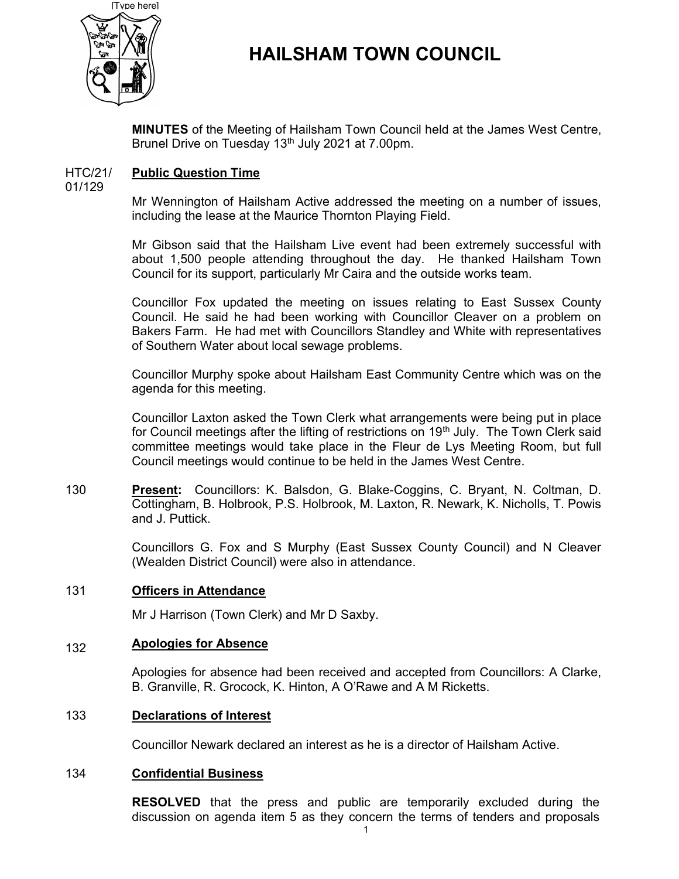# HAILSHAM TOWN COUNCIL

**MINUTES** of the Meeting of Hailsham Town Council held at the James West Centre, Brunel Drive on Tuesday 13th July 2021 at 7.00pm.

HTC/21/01/129 **Public Question Time**

Mr Wennington of Hailsham Active addressed the meeting on a number of issues, including the lease at the Maurice Thornton Playing Field.

Mr Gibson said that the Hailsham Live event had been extremely successful with about 1,500 people attending throughout the day. He thanked Hailsham Town Council for its support, particularly Mr Caira and the outside works team.

Councillor Fox updated the meeting on issues relating to East Sussex County Council. He said he had been working with Councillor Cleaver on a problem on Bakers Farm. He had met with Councillors Standley and White with representatives of Southern Water about local sewage problems.

Councillor Murphy spoke about Hailsham East Community Centre which was on the agenda for this meeting.

Councillor Laxton asked the Town Clerk what arrangements were being put in place for Council meetings after the lifting of restrictions on 19th July. The Town Clerk said committee meetings would take place in the Fleur de Lys Meeting Room, but full Council meetings would continue to be held in the James West Centre.

130 **Present:** Councillors: K. Balsdon, G. Blake-Coggins, C. Bryant, N. Coltman, D. Cottingham, B. Holbrook, P.S. Holbrook, M. Laxton, R. Newark, K. Nicholls, T. Powis and J. Puttick.

Councillors G. Fox and S Murphy (East Sussex County Council) and N Cleaver (Wealden District Council) were also in attendance.

131 **Officers in Attendance**

Mr J Harrison (Town Clerk) and Mr D Saxby.

132 **Apologies for Absence**

Apologies for absence had been received and accepted from Councillors: A Clarke, B. Granville, R. Grocock, K. Hinton, A O'Rawe and A M Ricketts.

133 **Declarations of Interest**

Councillor Newark declared an interest as he is a director of Hailsham Active.

134 **Confidential Business**

**RESOLVED** that the press and public are temporarily excluded during the discussion on agenda item 5 as they concern the terms of tenders and proposals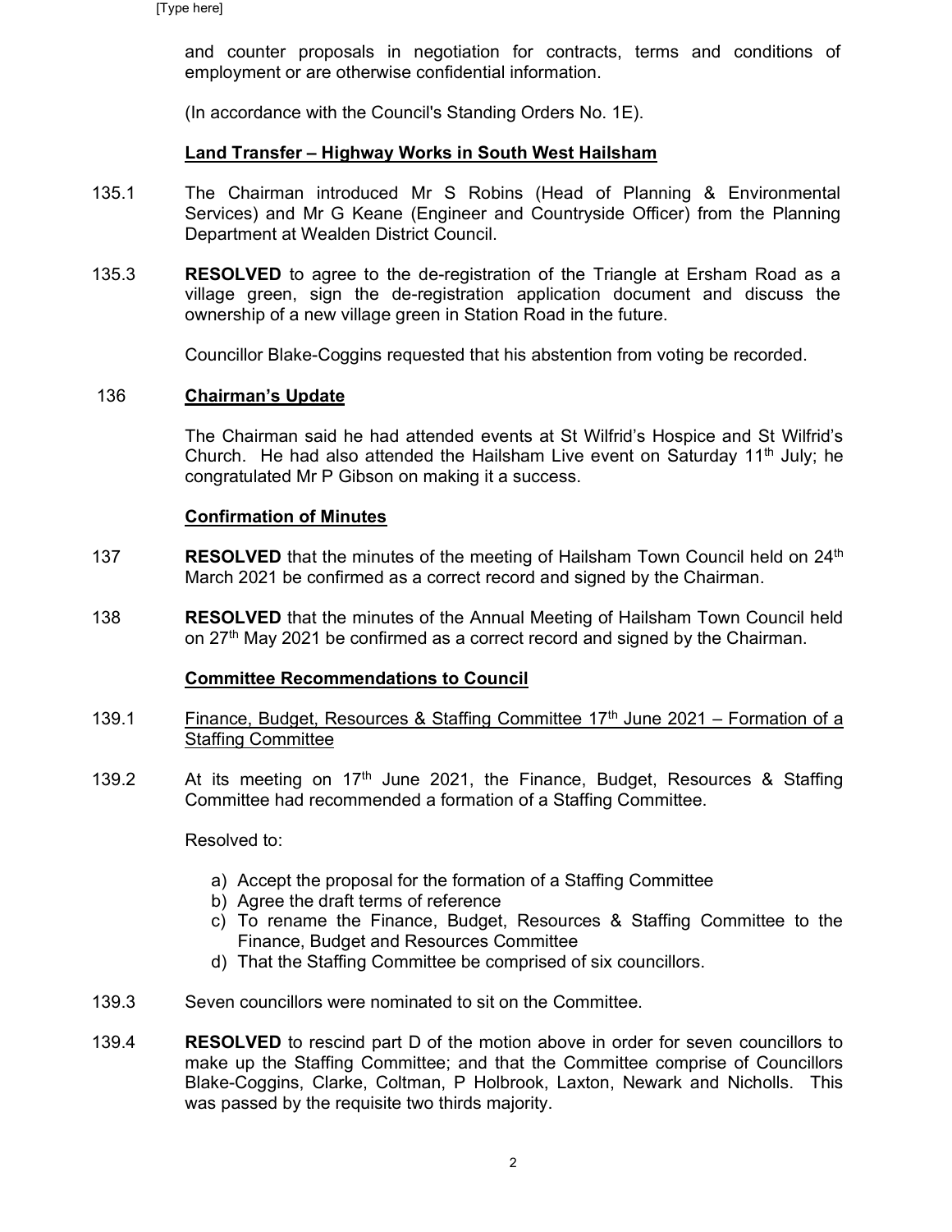and counter proposals in negotiation for contracts, terms and conditions of employment or are otherwise confidential information.

(In accordance with the Council's Standing Orders No. 1E).

**Land Transfer – Highway Works in South West Hailsham**

135.1 The Chairman introduced Mr S Robins (Head of Planning & Environmental Services) and Mr G Keane (Engineer and Countryside Officer) from the Planning Department at Wealden District Council.

135.3 **RESOLVED** to agree to the de-registration of the Triangle at Ersham Road as a village green, sign the de-registration application document and discuss the ownership of a new village green in Station Road in the future.

Councillor Blake-Coggins requested that his abstention from voting be recorded.

136 **Chairman's Update**

The Chairman said he had attended events at St Wilfrid's Hospice and St Wilfrid's Church. He had also attended the Hailsham Live event on Saturday 11th July; he congratulated Mr P Gibson on making it a success.

**Confirmation of Minutes**

137 **RESOLVED** that the minutes of the meeting of Hailsham Town Council held on 24th March 2021 be confirmed as a correct record and signed by the Chairman.

138 **RESOLVED** that the minutes of the Annual Meeting of Hailsham Town Council held on 27th May 2021 be confirmed as a correct record and signed by the Chairman.

**Committee Recommendations to Council**

139.1 Finance, Budget, Resources & Staffing Committee 17th June 2021 – Formation of a Staffing Committee

139.2 At its meeting on 17th June 2021, the Finance, Budget, Resources & Staffing Committee had recommended a formation of a Staffing Committee.

Resolved to:

a) Accept the proposal for the formation of a Staffing Committee
b) Agree the draft terms of reference
c) To rename the Finance, Budget, Resources & Staffing Committee to the Finance, Budget and Resources Committee
d) That the Staffing Committee be comprised of six councillors.

139.3 Seven councillors were nominated to sit on the Committee.

139.4 **RESOLVED** to rescind part D of the motion above in order for seven councillors to make up the Staffing Committee; and that the Committee comprise of Councillors Blake-Coggins, Clarke, Coltman, P Holbrook, Laxton, Newark and Nicholls. This was passed by the requisite two thirds majority.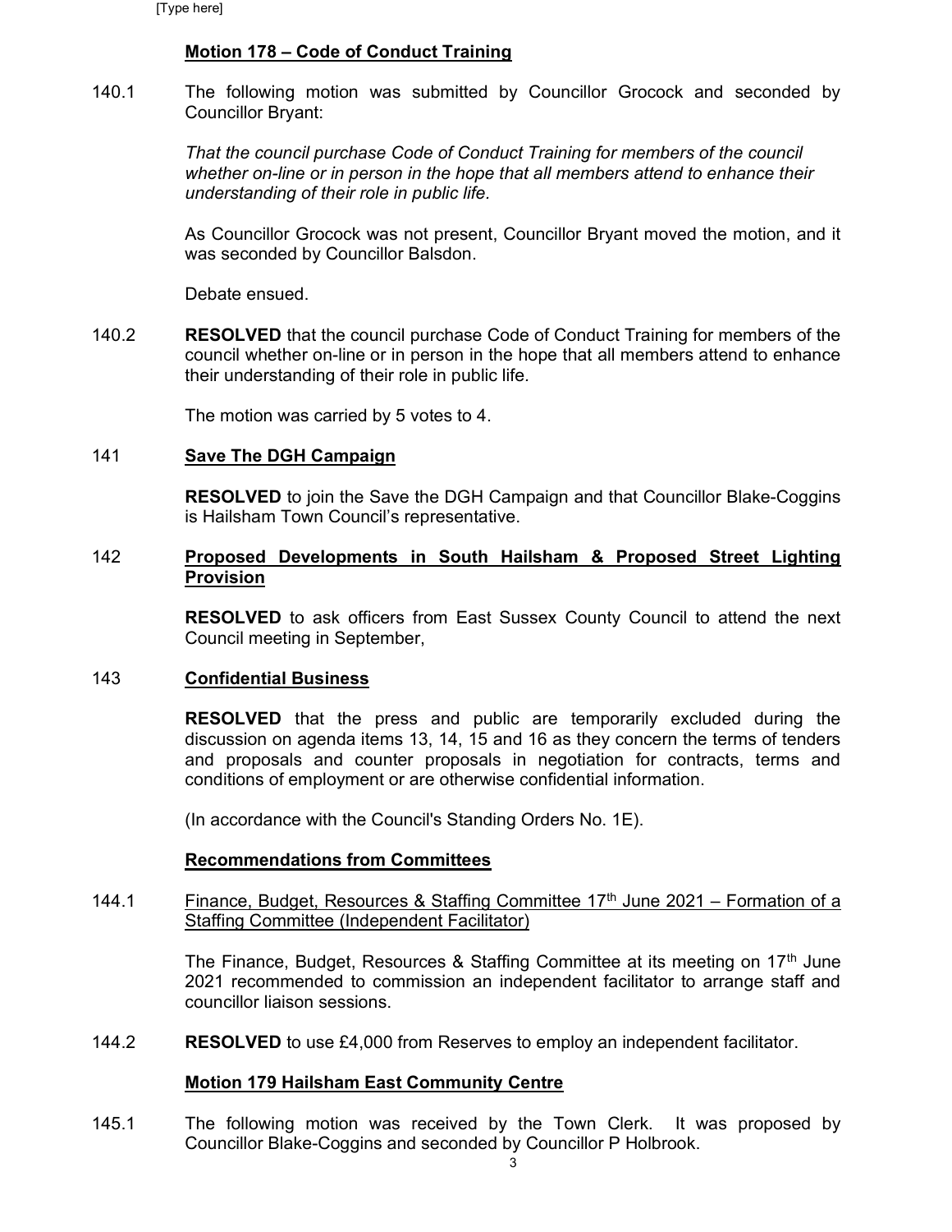**Motion 178 – Code of Conduct Training**

140.1 The following motion was submitted by Councillor Grocock and seconded by Councillor Bryant:

*That the council purchase Code of Conduct Training for members of the council whether on-line or in person in the hope that all members attend to enhance their understanding of their role in public life.*

As Councillor Grocock was not present, Councillor Bryant moved the motion, and it was seconded by Councillor Balsdon.

Debate ensued.

140.2 **RESOLVED** that the council purchase Code of Conduct Training for members of the council whether on-line or in person in the hope that all members attend to enhance their understanding of their role in public life.

The motion was carried by 5 votes to 4.

141 **Save The DGH Campaign**

**RESOLVED** to join the Save the DGH Campaign and that Councillor Blake-Coggins is Hailsham Town Council's representative.

142 **Proposed Developments in South Hailsham & Proposed Street Lighting Provision**

**RESOLVED** to ask officers from East Sussex County Council to attend the next Council meeting in September,

143 **Confidential Business**

**RESOLVED** that the press and public are temporarily excluded during the discussion on agenda items 13, 14, 15 and 16 as they concern the terms of tenders and proposals and counter proposals in negotiation for contracts, terms and conditions of employment or are otherwise confidential information.

(In accordance with the Council's Standing Orders No. 1E).

**Recommendations from Committees**

144.1 Finance, Budget, Resources & Staffing Committee 17th June 2021 – Formation of a Staffing Committee (Independent Facilitator)

The Finance, Budget, Resources & Staffing Committee at its meeting on 17th June 2021 recommended to commission an independent facilitator to arrange staff and councillor liaison sessions.

144.2 **RESOLVED** to use £4,000 from Reserves to employ an independent facilitator.

**Motion 179 Hailsham East Community Centre**

145.1 The following motion was received by the Town Clerk. It was proposed by Councillor Blake-Coggins and seconded by Councillor P Holbrook.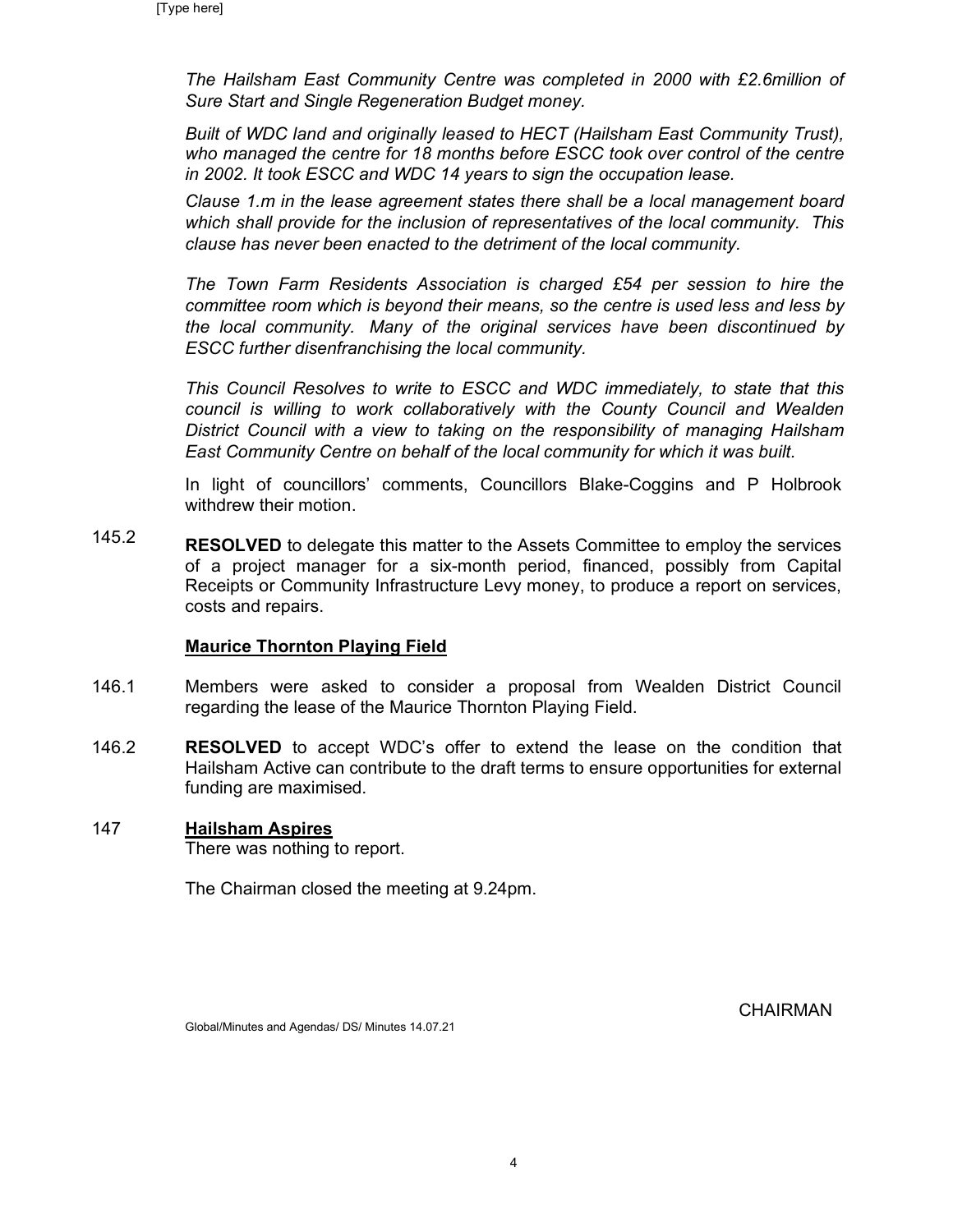*The Hailsham East Community Centre was completed in 2000 with £2.6million of Sure Start and Single Regeneration Budget money.*

*Built of WDC land and originally leased to HECT (Hailsham East Community Trust), who managed the centre for 18 months before ESCC took over control of the centre in 2002. It took ESCC and WDC 14 years to sign the occupation lease.*

*Clause 1.m in the lease agreement states there shall be a local management board which shall provide for the inclusion of representatives of the local community. This clause has never been enacted to the detriment of the local community.*

*The Town Farm Residents Association is charged £54 per session to hire the committee room which is beyond their means, so the centre is used less and less by the local community. Many of the original services have been discontinued by ESCC further disenfranchising the local community.*

*This Council Resolves to write to ESCC and WDC immediately, to state that this council is willing to work collaboratively with the County Council and Wealden District Council with a view to taking on the responsibility of managing Hailsham East Community Centre on behalf of the local community for which it was built.*

In light of councillors' comments, Councillors Blake-Coggins and P Holbrook withdrew their motion.

145.2 **RESOLVED** to delegate this matter to the Assets Committee to employ the services of a project manager for a six-month period, financed, possibly from Capital Receipts or Community Infrastructure Levy money, to produce a report on services, costs and repairs.

**Maurice Thornton Playing Field**

146.1 Members were asked to consider a proposal from Wealden District Council regarding the lease of the Maurice Thornton Playing Field.

146.2 **RESOLVED** to accept WDC's offer to extend the lease on the condition that Hailsham Active can contribute to the draft terms to ensure opportunities for external funding are maximised.

147 **Hailsham Aspires**

There was nothing to report.

The Chairman closed the meeting at 9.24pm.

CHAIRMAN

Global/Minutes and Agendas/ DS/ Minutes 14.07.21